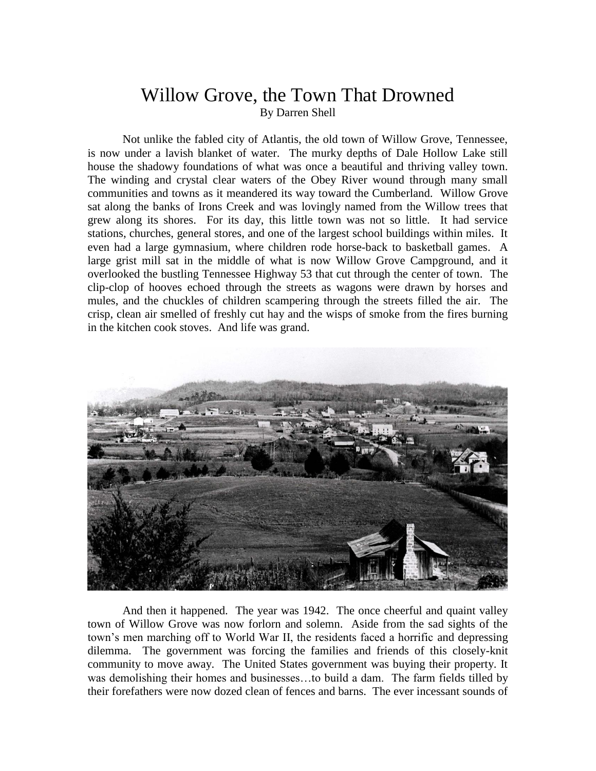# Willow Grove, the Town That Drowned

By Darren Shell

Not unlike the fabled city of Atlantis, the old town of Willow Grove, Tennessee, is now under a lavish blanket of water. The murky depths of Dale Hollow Lake still house the shadowy foundations of what was once a beautiful and thriving valley town. The winding and crystal clear waters of the Obey River wound through many small communities and towns as it meandered its way toward the Cumberland. Willow Grove sat along the banks of Irons Creek and was lovingly named from the Willow trees that grew along its shores. For its day, this little town was not so little. It had service stations, churches, general stores, and one of the largest school buildings within miles. It even had a large gymnasium, where children rode horse-back to basketball games. A large grist mill sat in the middle of what is now Willow Grove Campground, and it overlooked the bustling Tennessee Highway 53 that cut through the center of town. The clip-clop of hooves echoed through the streets as wagons were drawn by horses and mules, and the chuckles of children scampering through the streets filled the air. The crisp, clean air smelled of freshly cut hay and the wisps of smoke from the fires burning in the kitchen cook stoves. And life was grand.

And then it happened. The year was 1942. The once cheerful and quaint valley town of Willow Grove was now forlorn and solemn. Aside from the sad sights of the town's men marching off to World War II, the residents faced a horrific and depressing dilemma. The government was forcing the families and friends of this closely-knit community to move away. The United States government was buying their property. It was demolishing their homes and businesses…to build a dam. The farm fields tilled by their forefathers were now dozed clean of fences and barns. The ever incessant sounds of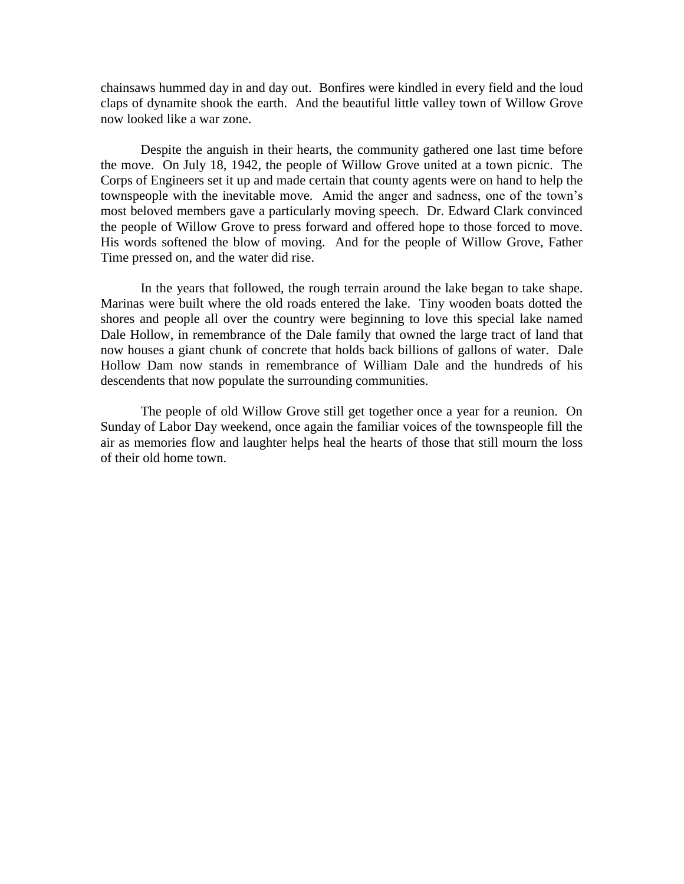chainsaws hummed day in and day out. Bonfires were kindled in every field and the loud claps of dynamite shook the earth. And the beautiful little valley town of Willow Grove now looked like a war zone.

Despite the anguish in their hearts, the community gathered one last time before the move. On July 18, 1942, the people of Willow Grove united at a town picnic. The Corps of Engineers set it up and made certain that county agents were on hand to help the townspeople with the inevitable move. Amid the anger and sadness, one of the town's most beloved members gave a particularly moving speech. Dr. Edward Clark convinced the people of Willow Grove to press forward and offered hope to those forced to move. His words softened the blow of moving. And for the people of Willow Grove, Father Time pressed on, and the water did rise.

In the years that followed, the rough terrain around the lake began to take shape. Marinas were built where the old roads entered the lake. Tiny wooden boats dotted the shores and people all over the country were beginning to love this special lake named Dale Hollow, in remembrance of the Dale family that owned the large tract of land that now houses a giant chunk of concrete that holds back billions of gallons of water. Dale Hollow Dam now stands in remembrance of William Dale and the hundreds of his descendents that now populate the surrounding communities.

The people of old Willow Grove still get together once a year for a reunion. On Sunday of Labor Day weekend, once again the familiar voices of the townspeople fill the air as memories flow and laughter helps heal the hearts of those that still mourn the loss of their old home town.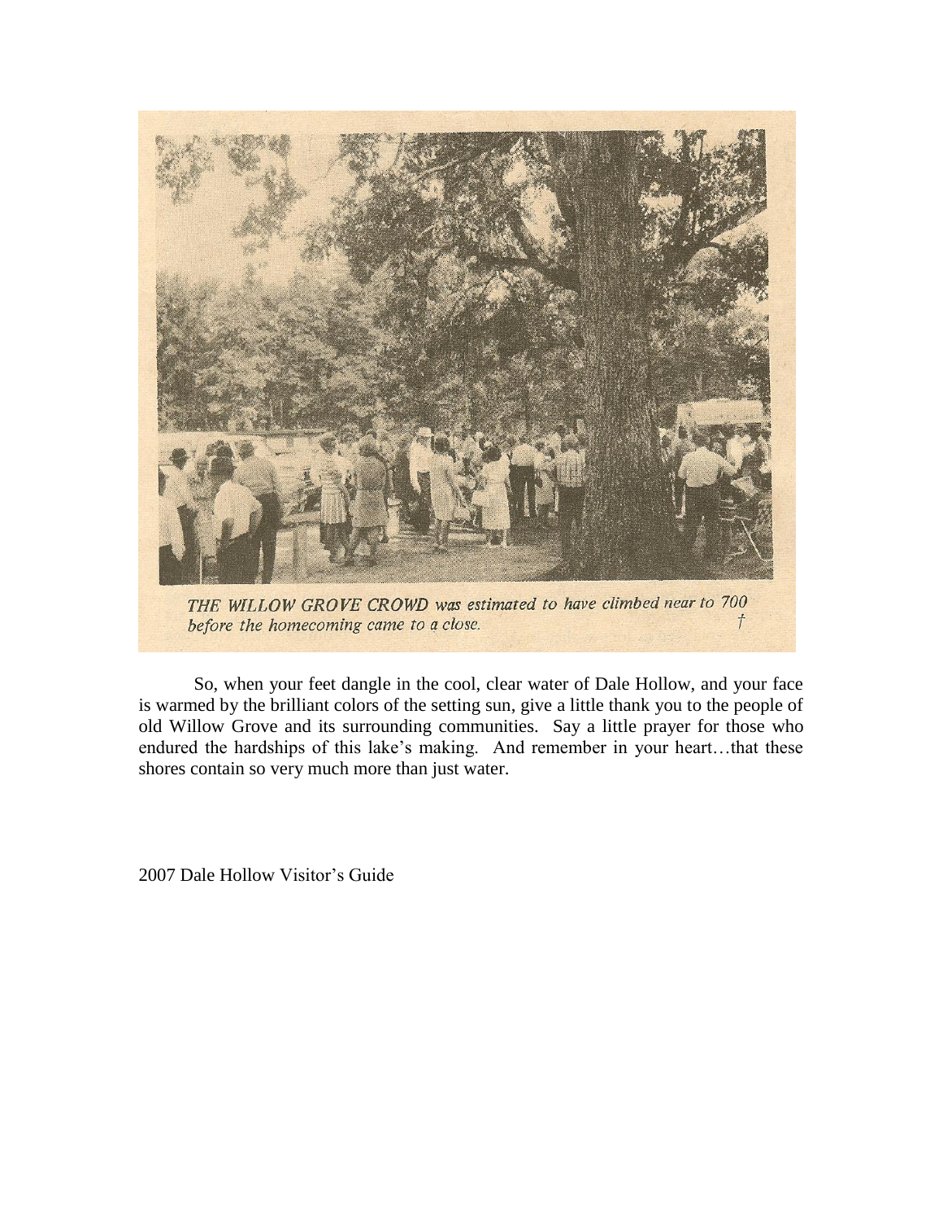*THE WILLOW GROVE CROWD was estimated to have climbed near to 700 before the homecoming came to a close.*

So, when your feet dangle in the cool, clear water of Dale Hollow, and your face is warmed by the brilliant colors of the setting sun, give a little thank you to the people of old Willow Grove and its surrounding communities. Say a little prayer for those who endured the hardships of this lake's making. And remember in your heart…that these shores contain so very much more than just water.

2007 Dale Hollow Visitor's Guide